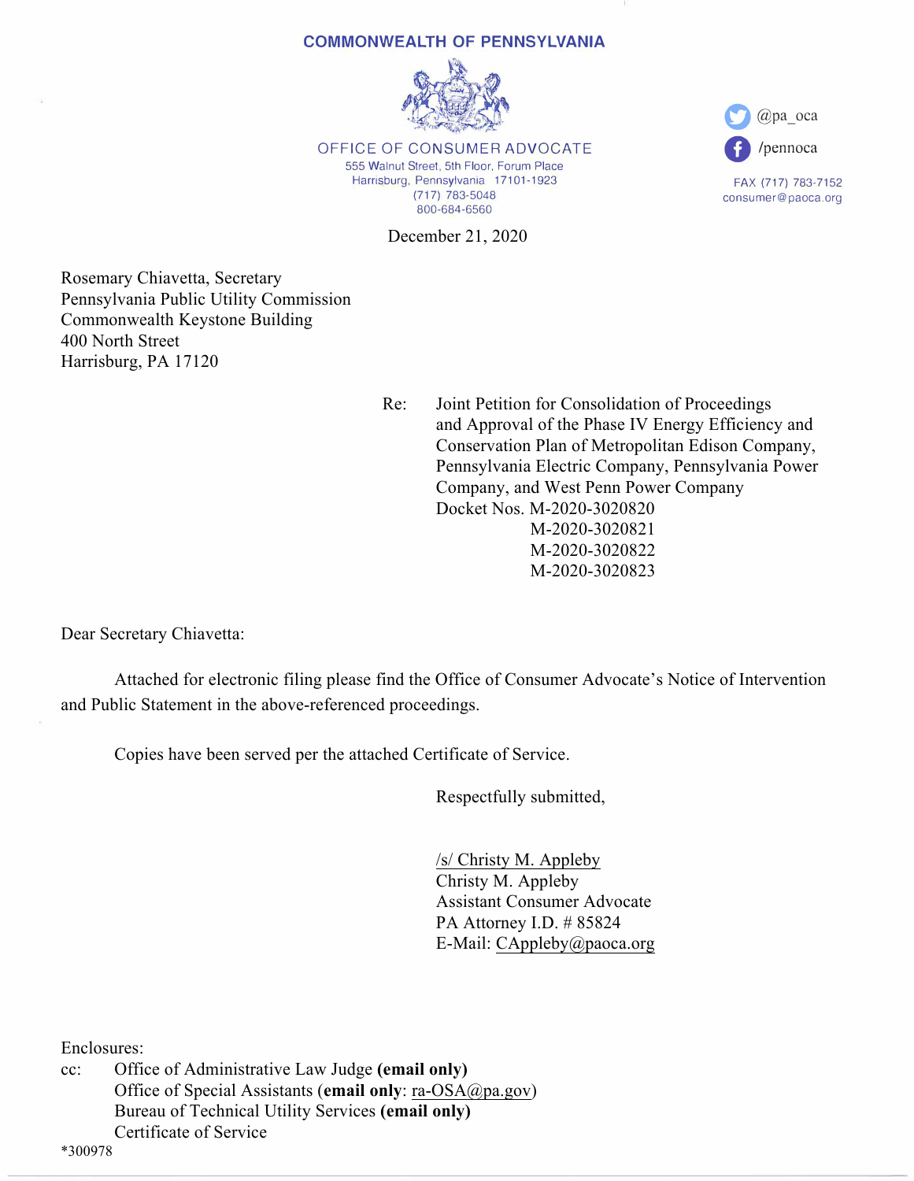**COMMONWEALTH OF PENNSYLVANIA**

OFFICE OF CONSUMER ADVOCATE
555 Walnut Street, 5th Floor, Forum Place
Harrisburg, Pennsylvania 17101-1923
(717) 783-5048
800-684-6560

@pa_oca
/pennoca

FAX (717) 783-7152
consumer@paoca.org

December 21, 2020

Rosemary Chiavetta, Secretary
Pennsylvania Public Utility Commission
Commonwealth Keystone Building
400 North Street
Harrisburg, PA 17120

Re: Joint Petition for Consolidation of Proceedings and Approval of the Phase IV Energy Efficiency and Conservation Plan of Metropolitan Edison Company, Pennsylvania Electric Company, Pennsylvania Power Company, and West Penn Power Company
Docket Nos. M-2020-3020820
M-2020-3020821
M-2020-3020822
M-2020-3020823

Dear Secretary Chiavetta:

Attached for electronic filing please find the Office of Consumer Advocate's Notice of Intervention and Public Statement in the above-referenced proceedings.

Copies have been served per the attached Certificate of Service.

Respectfully submitted,

/s/ Christy M. Appleby
Christy M. Appleby
Assistant Consumer Advocate
PA Attorney I.D. # 85824
E-Mail: CAppleby@paoca.org

Enclosures:
cc: Office of Administrative Law Judge **(email only)**
Office of Special Assistants (**email only**: ra-OSA@pa.gov)
Bureau of Technical Utility Services **(email only)**
Certificate of Service

*300978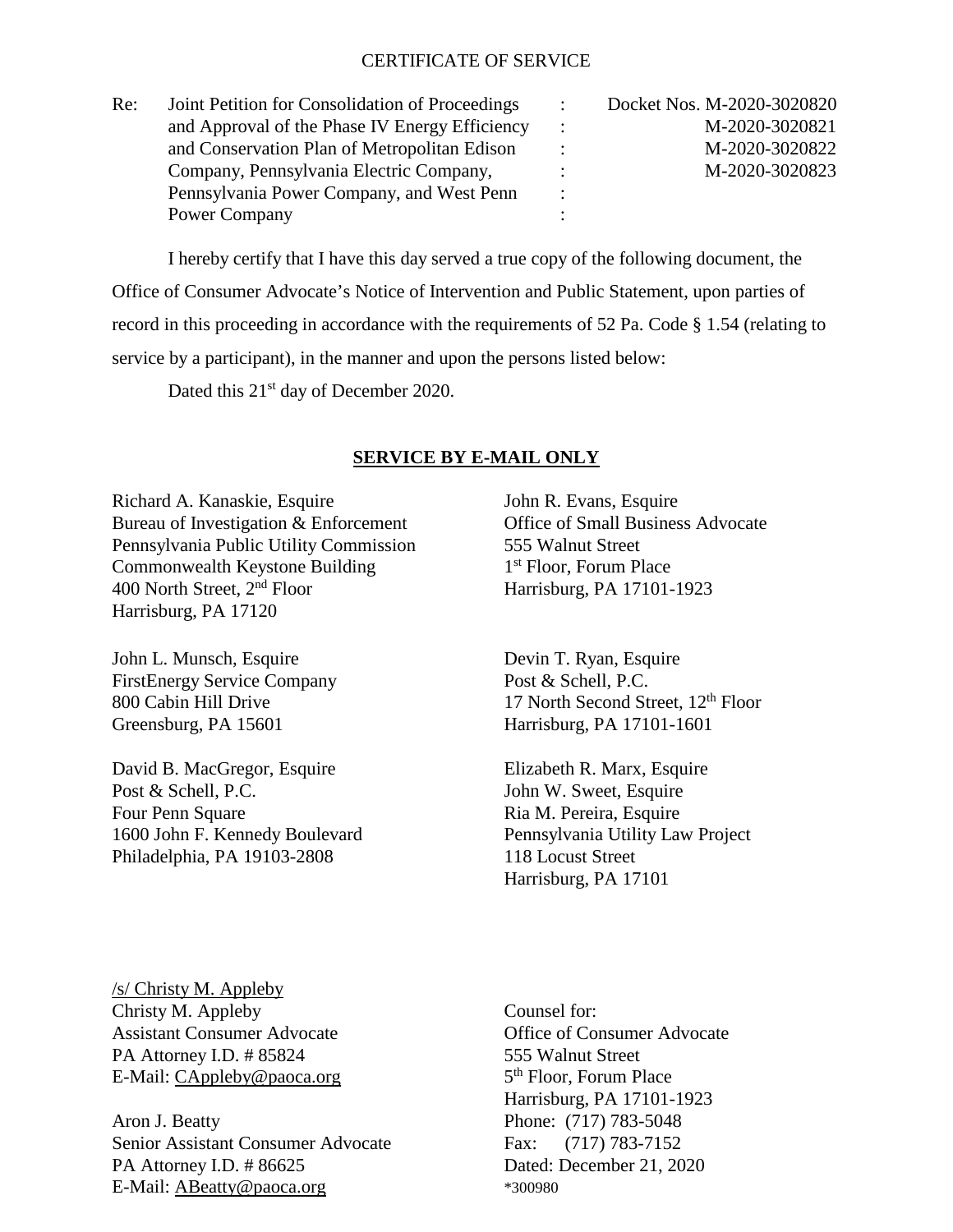CERTIFICATE OF SERVICE

| Re: | Joint Petition for Consolidation of Proceedings and Approval of the Phase IV Energy Efficiency and Conservation Plan of Metropolitan Edison Company, Pennsylvania Electric Company, Pennsylvania Power Company, and West Penn Power Company | : | Docket Nos. M-2020-3020820<br>M-2020-3020821<br>M-2020-3020822<br>M-2020-3020823 |
|---|---|---|---|

I hereby certify that I have this day served a true copy of the following document, the Office of Consumer Advocate's Notice of Intervention and Public Statement, upon parties of record in this proceeding in accordance with the requirements of 52 Pa. Code § 1.54 (relating to service by a participant), in the manner and upon the persons listed below:

Dated this 21st day of December 2020.

**SERVICE BY E-MAIL ONLY**

Richard A. Kanaskie, Esquire
Bureau of Investigation & Enforcement
Pennsylvania Public Utility Commission
Commonwealth Keystone Building
400 North Street, 2nd Floor
Harrisburg, PA 17120

John R. Evans, Esquire
Office of Small Business Advocate
555 Walnut Street
1st Floor, Forum Place
Harrisburg, PA 17101-1923

John L. Munsch, Esquire
FirstEnergy Service Company
800 Cabin Hill Drive
Greensburg, PA 15601

Devin T. Ryan, Esquire
Post & Schell, P.C.
17 North Second Street, 12th Floor
Harrisburg, PA 17101-1601

David B. MacGregor, Esquire
Post & Schell, P.C.
Four Penn Square
1600 John F. Kennedy Boulevard
Philadelphia, PA 19103-2808

Elizabeth R. Marx, Esquire
John W. Sweet, Esquire
Ria M. Pereira, Esquire
Pennsylvania Utility Law Project
118 Locust Street
Harrisburg, PA 17101

/s/ Christy M. Appleby
Christy M. Appleby
Assistant Consumer Advocate
PA Attorney I.D. # 85824
E-Mail: CAppleby@paoca.org

Aron J. Beatty
Senior Assistant Consumer Advocate
PA Attorney I.D. # 86625
E-Mail: ABeatty@paoca.org

Counsel for:
Office of Consumer Advocate
555 Walnut Street
5th Floor, Forum Place
Harrisburg, PA 17101-1923
Phone: (717) 783-5048
Fax: (717) 783-7152
Dated: December 21, 2020
*300980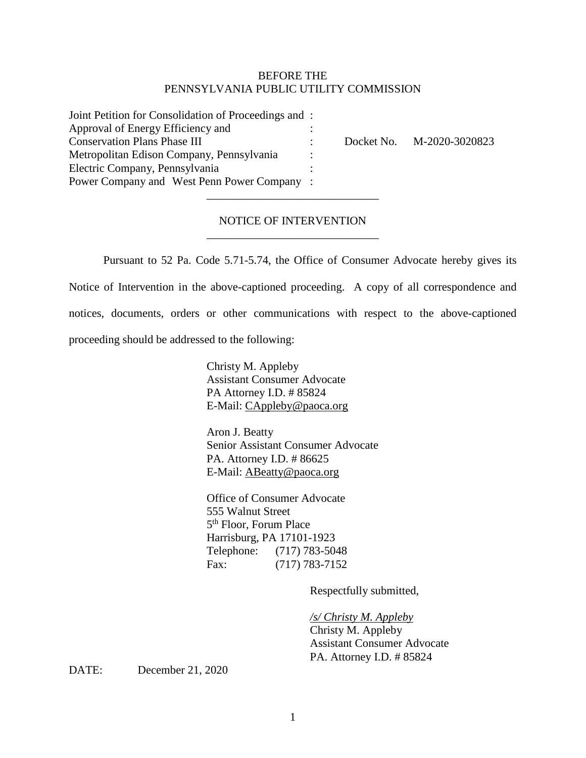BEFORE THE
PENNSYLVANIA PUBLIC UTILITY COMMISSION

| | | |
|---|---|---|
| Joint Petition for Consolidation of Proceedings and Approval of Energy Efficiency and Conservation Plans Phase III Metropolitan Edison Company, Pennsylvania Electric Company, Pennsylvania Power Company and West Penn Power Company | : | Docket No. M-2020-3020823 |

## NOTICE OF INTERVENTION

Pursuant to 52 Pa. Code 5.71-5.74, the Office of Consumer Advocate hereby gives its Notice of Intervention in the above-captioned proceeding. A copy of all correspondence and notices, documents, orders or other communications with respect to the above-captioned proceeding should be addressed to the following:

Christy M. Appleby
Assistant Consumer Advocate
PA Attorney I.D. # 85824
E-Mail: CAppleby@paoca.org

Aron J. Beatty
Senior Assistant Consumer Advocate
PA. Attorney I.D. # 86625
E-Mail: ABeatty@paoca.org

Office of Consumer Advocate
555 Walnut Street
5th Floor, Forum Place
Harrisburg, PA 17101-1923
Telephone: (717) 783-5048
Fax: (717) 783-7152

Respectfully submitted,

*/s/ Christy M. Appleby*
Christy M. Appleby
Assistant Consumer Advocate
PA. Attorney I.D. # 85824

DATE: December 21, 2020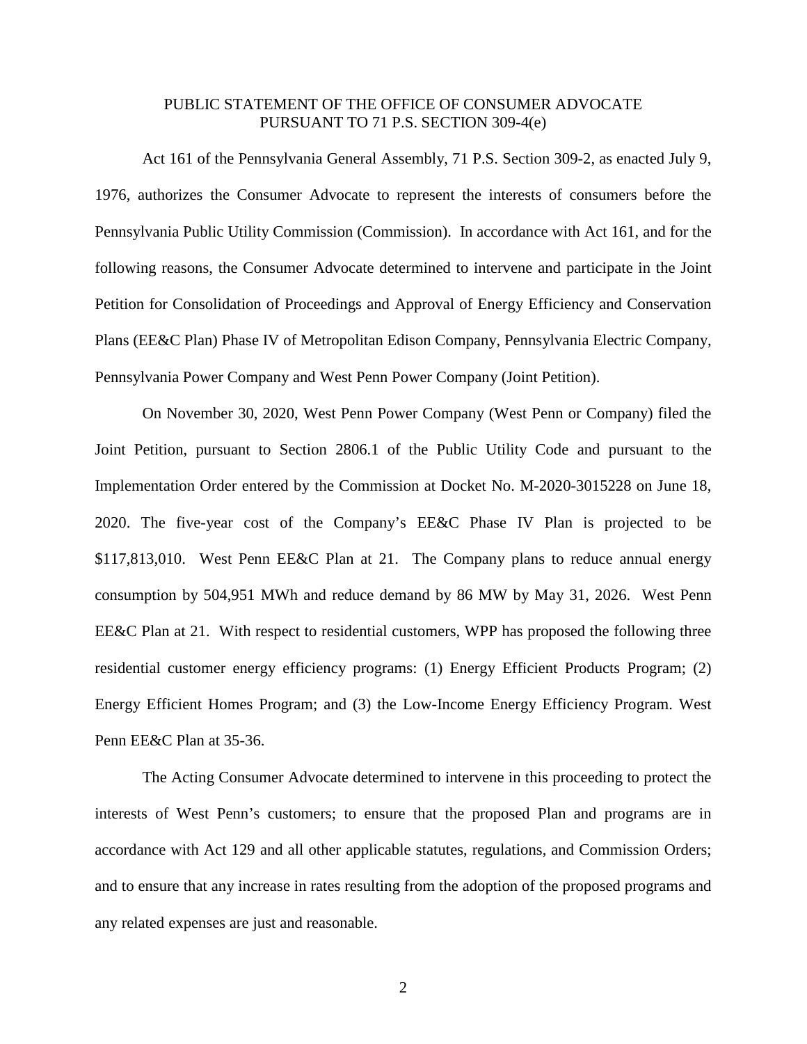PUBLIC STATEMENT OF THE OFFICE OF CONSUMER ADVOCATE
PURSUANT TO 71 P.S. SECTION 309-4(e)

Act 161 of the Pennsylvania General Assembly, 71 P.S. Section 309-2, as enacted July 9, 1976, authorizes the Consumer Advocate to represent the interests of consumers before the Pennsylvania Public Utility Commission (Commission). In accordance with Act 161, and for the following reasons, the Consumer Advocate determined to intervene and participate in the Joint Petition for Consolidation of Proceedings and Approval of Energy Efficiency and Conservation Plans (EE&C Plan) Phase IV of Metropolitan Edison Company, Pennsylvania Electric Company, Pennsylvania Power Company and West Penn Power Company (Joint Petition).

On November 30, 2020, West Penn Power Company (West Penn or Company) filed the Joint Petition, pursuant to Section 2806.1 of the Public Utility Code and pursuant to the Implementation Order entered by the Commission at Docket No. M-2020-3015228 on June 18, 2020. The five-year cost of the Company's EE&C Phase IV Plan is projected to be $117,813,010. West Penn EE&C Plan at 21. The Company plans to reduce annual energy consumption by 504,951 MWh and reduce demand by 86 MW by May 31, 2026. West Penn EE&C Plan at 21. With respect to residential customers, WPP has proposed the following three residential customer energy efficiency programs: (1) Energy Efficient Products Program; (2) Energy Efficient Homes Program; and (3) the Low-Income Energy Efficiency Program. West Penn EE&C Plan at 35-36.

The Acting Consumer Advocate determined to intervene in this proceeding to protect the interests of West Penn's customers; to ensure that the proposed Plan and programs are in accordance with Act 129 and all other applicable statutes, regulations, and Commission Orders; and to ensure that any increase in rates resulting from the adoption of the proposed programs and any related expenses are just and reasonable.